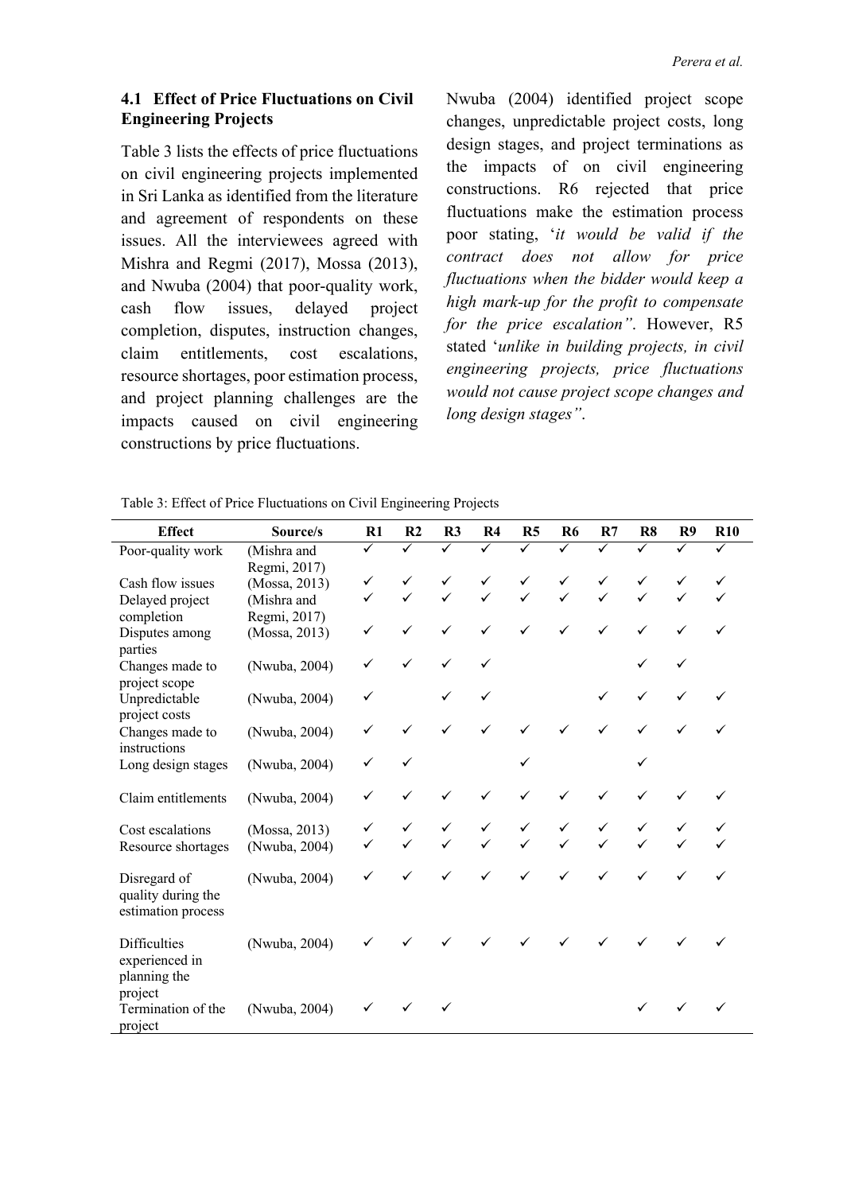### 4.1 Effect of Price Fluctuations on Civil Engineering Projects

Table 3 lists the effects of price fluctuations on civil engineering projects implemented in Sri Lanka as identified from the literature and agreement of respondents on these issues. All the interviewees agreed with Mishra and Regmi (2017), Mossa (2013), and Nwuba (2004) that poor-quality work, cash flow issues, delayed project completion, disputes, instruction changes, claim entitlements, cost escalations, resource shortages, poor estimation process, and project planning challenges are the impacts caused on civil engineering constructions by price fluctuations.

Nwuba (2004) identified project scope changes, unpredictable project costs, long design stages, and project terminations as the impacts of on civil engineering constructions. R6 rejected that price fluctuations make the estimation process poor stating, '*it would be valid if the contract does not allow for price fluctuations when the bidder would keep a high mark-up for the profit to compensate for the price escalation"*. However, R5 stated '*unlike in building projects, in civil engineering projects, price fluctuations would not cause project scope changes and long design stages"*.

Table 3: Effect of Price Fluctuations on Civil Engineering Projects

| Effect | Source/s | R1 | R2 | R3 | R4 | R5 | R6 | R7 | R8 | R9 | R10 |
|---|---|---|---|---|---|---|---|---|---|---|---|
| Poor-quality work | (Mishra and Regmi, 2017) | ✓ | ✓ | ✓ | ✓ | ✓ | ✓ | ✓ | ✓ | ✓ | ✓ |
| Cash flow issues | (Mossa, 2013) | ✓ | ✓ | ✓ | ✓ | ✓ | ✓ | ✓ | ✓ | ✓ | ✓ |
| Delayed project completion | (Mishra and Regmi, 2017) | ✓ | ✓ | ✓ | ✓ | ✓ | ✓ | ✓ | ✓ | ✓ | ✓ |
| Disputes among parties | (Mossa, 2013) | ✓ | ✓ | ✓ | ✓ | ✓ | ✓ | ✓ | ✓ | ✓ | ✓ |
| Changes made to project scope | (Nwuba, 2004) | ✓ | ✓ | ✓ | ✓ | | | | ✓ | ✓ | |
| Unpredictable project costs | (Nwuba, 2004) | ✓ | | ✓ | ✓ | | | ✓ | ✓ | ✓ | ✓ |
| Changes made to instructions | (Nwuba, 2004) | ✓ | ✓ | ✓ | ✓ | ✓ | ✓ | ✓ | ✓ | ✓ | ✓ |
| Long design stages | (Nwuba, 2004) | ✓ | ✓ | | | ✓ | | | ✓ | | |
| Claim entitlements | (Nwuba, 2004) | ✓ | ✓ | ✓ | ✓ | ✓ | ✓ | ✓ | ✓ | ✓ | ✓ |
| Cost escalations | (Mossa, 2013) | ✓ | ✓ | ✓ | ✓ | ✓ | ✓ | ✓ | ✓ | ✓ | ✓ |
| Resource shortages | (Nwuba, 2004) | ✓ | ✓ | ✓ | ✓ | ✓ | ✓ | ✓ | ✓ | ✓ | ✓ |
| Disregard of quality during the estimation process | (Nwuba, 2004) | ✓ | ✓ | ✓ | ✓ | ✓ | ✓ | ✓ | ✓ | ✓ | ✓ |
| Difficulties experienced in planning the project | (Nwuba, 2004) | ✓ | ✓ | ✓ | ✓ | ✓ | ✓ | ✓ | ✓ | ✓ | ✓ |
| Termination of the project | (Nwuba, 2004) | ✓ | ✓ | ✓ | | | | | ✓ | ✓ | ✓ |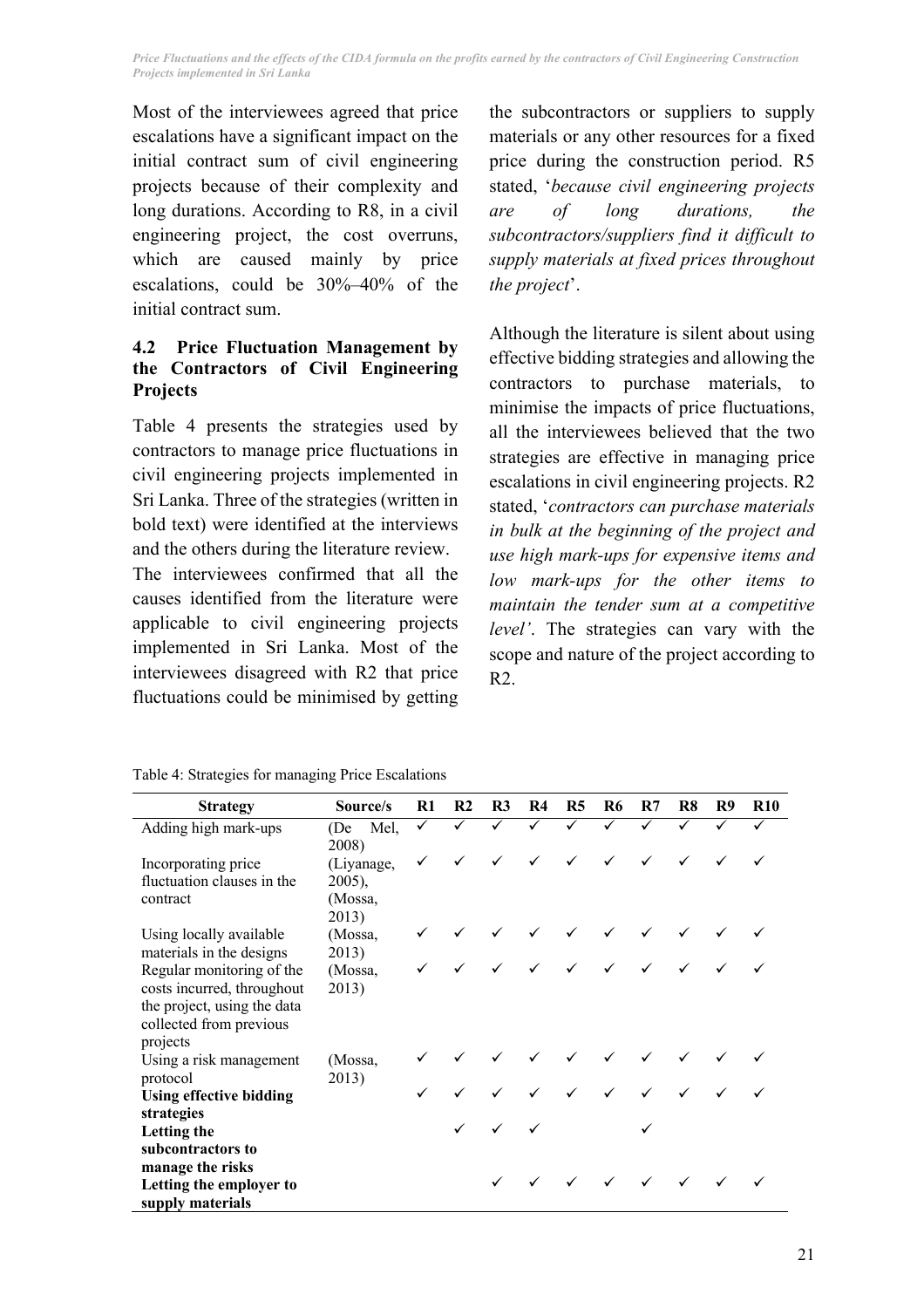Most of the interviewees agreed that price escalations have a significant impact on the initial contract sum of civil engineering projects because of their complexity and long durations. According to R8, in a civil engineering project, the cost overruns, which are caused mainly by price escalations, could be 30%–40% of the initial contract sum.

### 4.2 Price Fluctuation Management by the Contractors of Civil Engineering Projects

Table 4 presents the strategies used by contractors to manage price fluctuations in civil engineering projects implemented in Sri Lanka. Three of the strategies (written in bold text) were identified at the interviews and the others during the literature review. The interviewees confirmed that all the causes identified from the literature were applicable to civil engineering projects implemented in Sri Lanka. Most of the interviewees disagreed with R2 that price fluctuations could be minimised by getting the subcontractors or suppliers to supply materials or any other resources for a fixed price during the construction period. R5 stated, '*because civil engineering projects are of long durations, the subcontractors/suppliers find it difficult to supply materials at fixed prices throughout the project*'.

Although the literature is silent about using effective bidding strategies and allowing the contractors to purchase materials, to minimise the impacts of price fluctuations, all the interviewees believed that the two strategies are effective in managing price escalations in civil engineering projects. R2 stated, '*contractors can purchase materials in bulk at the beginning of the project and use high mark-ups for expensive items and low mark-ups for the other items to maintain the tender sum at a competitive level'*. The strategies can vary with the scope and nature of the project according to R2.

Table 4: Strategies for managing Price Escalations

| Strategy | Source/s | R1 | R2 | R3 | R4 | R5 | R6 | R7 | R8 | R9 | R10 |
|---|---|---|---|---|---|---|---|---|---|---|---|
| Adding high mark-ups | (De Mel, 2008) | ✓ | ✓ | ✓ | ✓ | ✓ | ✓ | ✓ | ✓ | ✓ | ✓ |
| Incorporating price fluctuation clauses in the contract | (Liyanage, 2005), (Mossa, 2013) | ✓ | ✓ | ✓ | ✓ | ✓ | ✓ | ✓ | ✓ | ✓ | ✓ |
| Using locally available materials in the designs | (Mossa, 2013) | ✓ | ✓ | ✓ | ✓ | ✓ | ✓ | ✓ | ✓ | ✓ | ✓ |
| Regular monitoring of the costs incurred, throughout the project, using the data collected from previous projects | (Mossa, 2013) | ✓ | ✓ | ✓ | ✓ | ✓ | ✓ | ✓ | ✓ | ✓ | ✓ |
| Using a risk management protocol | (Mossa, 2013) | ✓ | ✓ | ✓ | ✓ | ✓ | ✓ | ✓ | ✓ | ✓ | ✓ |
| **Using effective bidding strategies** | | ✓ | ✓ | ✓ | ✓ | ✓ | ✓ | ✓ | ✓ | ✓ | ✓ |
| **Letting the subcontractors to manage the risks** | | | ✓ | ✓ | ✓ | | | ✓ | | | |
| **Letting the employer to supply materials** | | | | ✓ | ✓ | ✓ | ✓ | ✓ | ✓ | ✓ | ✓ |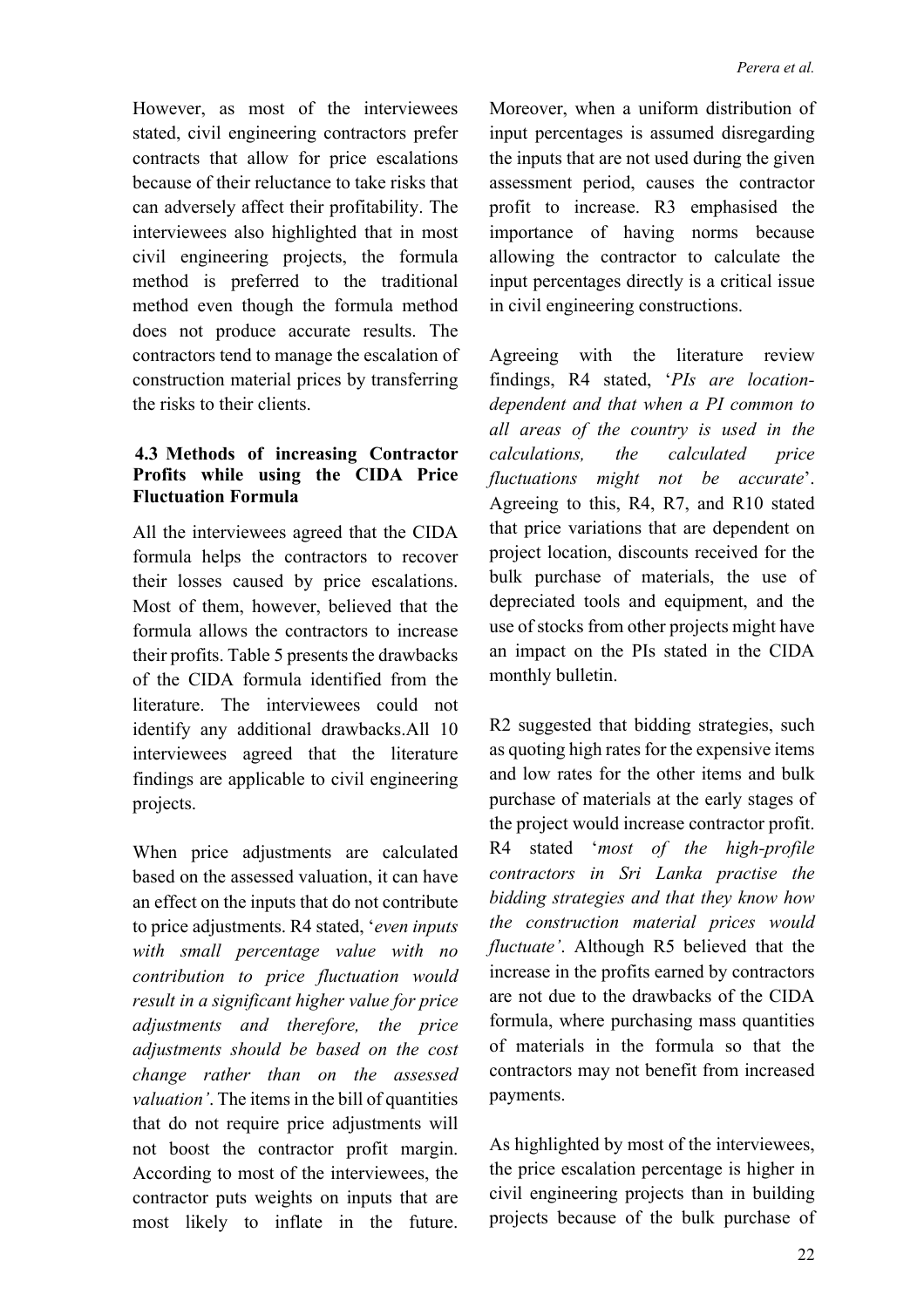However, as most of the interviewees stated, civil engineering contractors prefer contracts that allow for price escalations because of their reluctance to take risks that can adversely affect their profitability. The interviewees also highlighted that in most civil engineering projects, the formula method is preferred to the traditional method even though the formula method does not produce accurate results. The contractors tend to manage the escalation of construction material prices by transferring the risks to their clients.

### 4.3 Methods of increasing Contractor Profits while using the CIDA Price Fluctuation Formula

All the interviewees agreed that the CIDA formula helps the contractors to recover their losses caused by price escalations. Most of them, however, believed that the formula allows the contractors to increase their profits. Table 5 presents the drawbacks of the CIDA formula identified from the literature. The interviewees could not identify any additional drawbacks.All 10 interviewees agreed that the literature findings are applicable to civil engineering projects.

When price adjustments are calculated based on the assessed valuation, it can have an effect on the inputs that do not contribute to price adjustments. R4 stated, '*even inputs with small percentage value with no contribution to price fluctuation would result in a significant higher value for price adjustments and therefore, the price adjustments should be based on the cost change rather than on the assessed valuation'*. The items in the bill of quantities that do not require price adjustments will not boost the contractor profit margin. According to most of the interviewees, the contractor puts weights on inputs that are most likely to inflate in the future. Moreover, when a uniform distribution of input percentages is assumed disregarding the inputs that are not used during the given assessment period, causes the contractor profit to increase. R3 emphasised the importance of having norms because allowing the contractor to calculate the input percentages directly is a critical issue in civil engineering constructions.

Agreeing with the literature review findings, R4 stated, '*PIs are location-dependent and that when a PI common to all areas of the country is used in the calculations, the calculated price fluctuations might not be accurate*'. Agreeing to this, R4, R7, and R10 stated that price variations that are dependent on project location, discounts received for the bulk purchase of materials, the use of depreciated tools and equipment, and the use of stocks from other projects might have an impact on the PIs stated in the CIDA monthly bulletin.

R2 suggested that bidding strategies, such as quoting high rates for the expensive items and low rates for the other items and bulk purchase of materials at the early stages of the project would increase contractor profit. R4 stated '*most of the high-profile contractors in Sri Lanka practise the bidding strategies and that they know how the construction material prices would fluctuate'*. Although R5 believed that the increase in the profits earned by contractors are not due to the drawbacks of the CIDA formula, where purchasing mass quantities of materials in the formula so that the contractors may not benefit from increased payments.

As highlighted by most of the interviewees, the price escalation percentage is higher in civil engineering projects than in building projects because of the bulk purchase of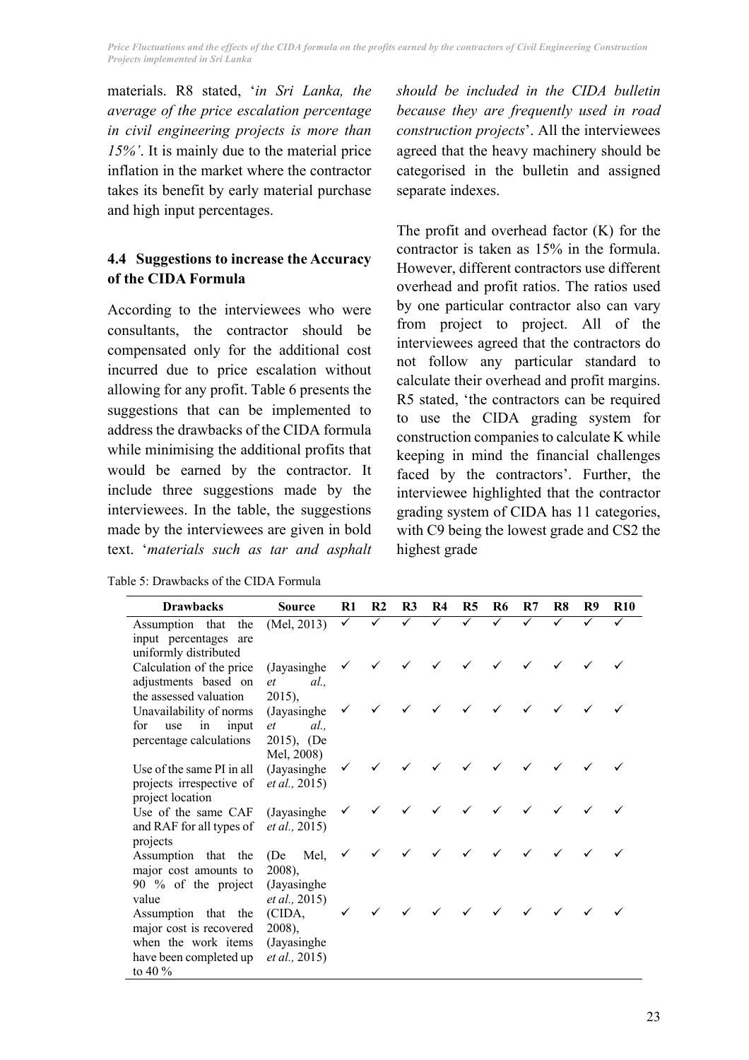materials. R8 stated, '*in Sri Lanka, the average of the price escalation percentage in civil engineering projects is more than 15%'*. It is mainly due to the material price inflation in the market where the contractor takes its benefit by early material purchase and high input percentages.

### 4.4 Suggestions to increase the Accuracy of the CIDA Formula

According to the interviewees who were consultants, the contractor should be compensated only for the additional cost incurred due to price escalation without allowing for any profit. Table 6 presents the suggestions that can be implemented to address the drawbacks of the CIDA formula while minimising the additional profits that would be earned by the contractor. It include three suggestions made by the interviewees. In the table, the suggestions made by the interviewees are given in bold text. '*materials such as tar and asphalt should be included in the CIDA bulletin because they are frequently used in road construction projects*'. All the interviewees agreed that the heavy machinery should be categorised in the bulletin and assigned separate indexes.

The profit and overhead factor (K) for the contractor is taken as 15% in the formula. However, different contractors use different overhead and profit ratios. The ratios used by one particular contractor also can vary from project to project. All of the interviewees agreed that the contractors do not follow any particular standard to calculate their overhead and profit margins. R5 stated, 'the contractors can be required to use the CIDA grading system for construction companies to calculate K while keeping in mind the financial challenges faced by the contractors'. Further, the interviewee highlighted that the contractor grading system of CIDA has 11 categories, with C9 being the lowest grade and CS2 the highest grade

Table 5: Drawbacks of the CIDA Formula

| Drawbacks | Source | R1 | R2 | R3 | R4 | R5 | R6 | R7 | R8 | R9 | R10 |
|---|---|---|---|---|---|---|---|---|---|---|---|
| Assumption that the input percentages are uniformly distributed | (Mel, 2013) | ✓ | ✓ | ✓ | ✓ | ✓ | ✓ | ✓ | ✓ | ✓ | ✓ |
| Calculation of the price adjustments based on the assessed valuation | (Jayasinghe *et al.,* 2015), | ✓ | ✓ | ✓ | ✓ | ✓ | ✓ | ✓ | ✓ | ✓ | ✓ |
| Unavailability of norms for use in input percentage calculations | (Jayasinghe *et al.,* 2015), (De Mel, 2008) | ✓ | ✓ | ✓ | ✓ | ✓ | ✓ | ✓ | ✓ | ✓ | ✓ |
| Use of the same PI in all projects irrespective of project location | (Jayasinghe *et al.,* 2015) | ✓ | ✓ | ✓ | ✓ | ✓ | ✓ | ✓ | ✓ | ✓ | ✓ |
| Use of the same CAF and RAF for all types of projects | (Jayasinghe *et al.,* 2015) | ✓ | ✓ | ✓ | ✓ | ✓ | ✓ | ✓ | ✓ | ✓ | ✓ |
| Assumption that the major cost amounts to 90 % of the project value | (De Mel, 2008), (Jayasinghe *et al.,* 2015) | ✓ | ✓ | ✓ | ✓ | ✓ | ✓ | ✓ | ✓ | ✓ | ✓ |
| Assumption that the major cost is recovered when the work items have been completed up to 40 % | (CIDA, 2008), (Jayasinghe *et al.,* 2015) | ✓ | ✓ | ✓ | ✓ | ✓ | ✓ | ✓ | ✓ | ✓ | ✓ |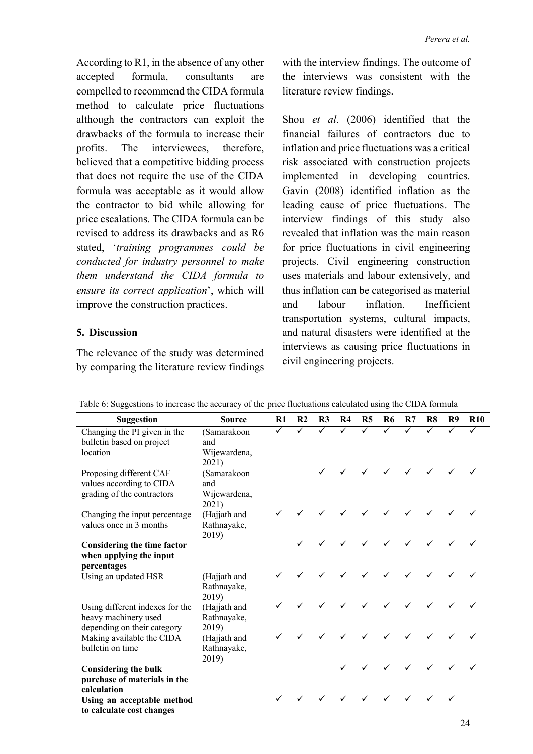According to R1, in the absence of any other accepted formula, consultants are compelled to recommend the CIDA formula method to calculate price fluctuations although the contractors can exploit the drawbacks of the formula to increase their profits. The interviewees, therefore, believed that a competitive bidding process that does not require the use of the CIDA formula was acceptable as it would allow the contractor to bid while allowing for price escalations. The CIDA formula can be revised to address its drawbacks and as R6 stated, '*training programmes could be conducted for industry personnel to make them understand the CIDA formula to ensure its correct application*', which will improve the construction practices.

## 5. Discussion

The relevance of the study was determined by comparing the literature review findings with the interview findings. The outcome of the interviews was consistent with the literature review findings.

Shou *et al*. (2006) identified that the financial failures of contractors due to inflation and price fluctuations was a critical risk associated with construction projects implemented in developing countries. Gavin (2008) identified inflation as the leading cause of price fluctuations. The interview findings of this study also revealed that inflation was the main reason for price fluctuations in civil engineering projects. Civil engineering construction uses materials and labour extensively, and thus inflation can be categorised as material and labour inflation. Inefficient transportation systems, cultural impacts, and natural disasters were identified at the interviews as causing price fluctuations in civil engineering projects.

Table 6: Suggestions to increase the accuracy of the price fluctuations calculated using the CIDA formula

| Suggestion | Source | R1 | R2 | R3 | R4 | R5 | R6 | R7 | R8 | R9 | R10 |
|---|---|---|---|---|---|---|---|---|---|---|---|
| Changing the PI given in the bulletin based on project location | (Samarakoon and Wijewardena, 2021) | ✓ | ✓ | ✓ | ✓ | ✓ | ✓ | ✓ | ✓ | ✓ | ✓ |
| Proposing different CAF values according to CIDA grading of the contractors | (Samarakoon and Wijewardena, 2021) | | | ✓ | ✓ | ✓ | ✓ | ✓ | ✓ | ✓ | ✓ |
| Changing the input percentage values once in 3 months | (Hajjath and Rathnayake, 2019) | ✓ | ✓ | ✓ | ✓ | ✓ | ✓ | ✓ | ✓ | ✓ | ✓ |
| **Considering the time factor when applying the input percentages** | | | ✓ | ✓ | ✓ | ✓ | ✓ | ✓ | ✓ | ✓ | ✓ |
| Using an updated HSR | (Hajjath and Rathnayake, 2019) | ✓ | ✓ | ✓ | ✓ | ✓ | ✓ | ✓ | ✓ | ✓ | ✓ |
| Using different indexes for the heavy machinery used depending on their category | (Hajjath and Rathnayake, 2019) | ✓ | ✓ | ✓ | ✓ | ✓ | ✓ | ✓ | ✓ | ✓ | ✓ |
| Making available the CIDA bulletin on time | (Hajjath and Rathnayake, 2019) | ✓ | ✓ | ✓ | ✓ | ✓ | ✓ | ✓ | ✓ | ✓ | ✓ |
| **Considering the bulk purchase of materials in the calculation** | | | | | ✓ | ✓ | ✓ | ✓ | ✓ | ✓ | ✓ |
| **Using an acceptable method to calculate cost changes** | | ✓ | ✓ | ✓ | ✓ | ✓ | ✓ | ✓ | ✓ | ✓ | |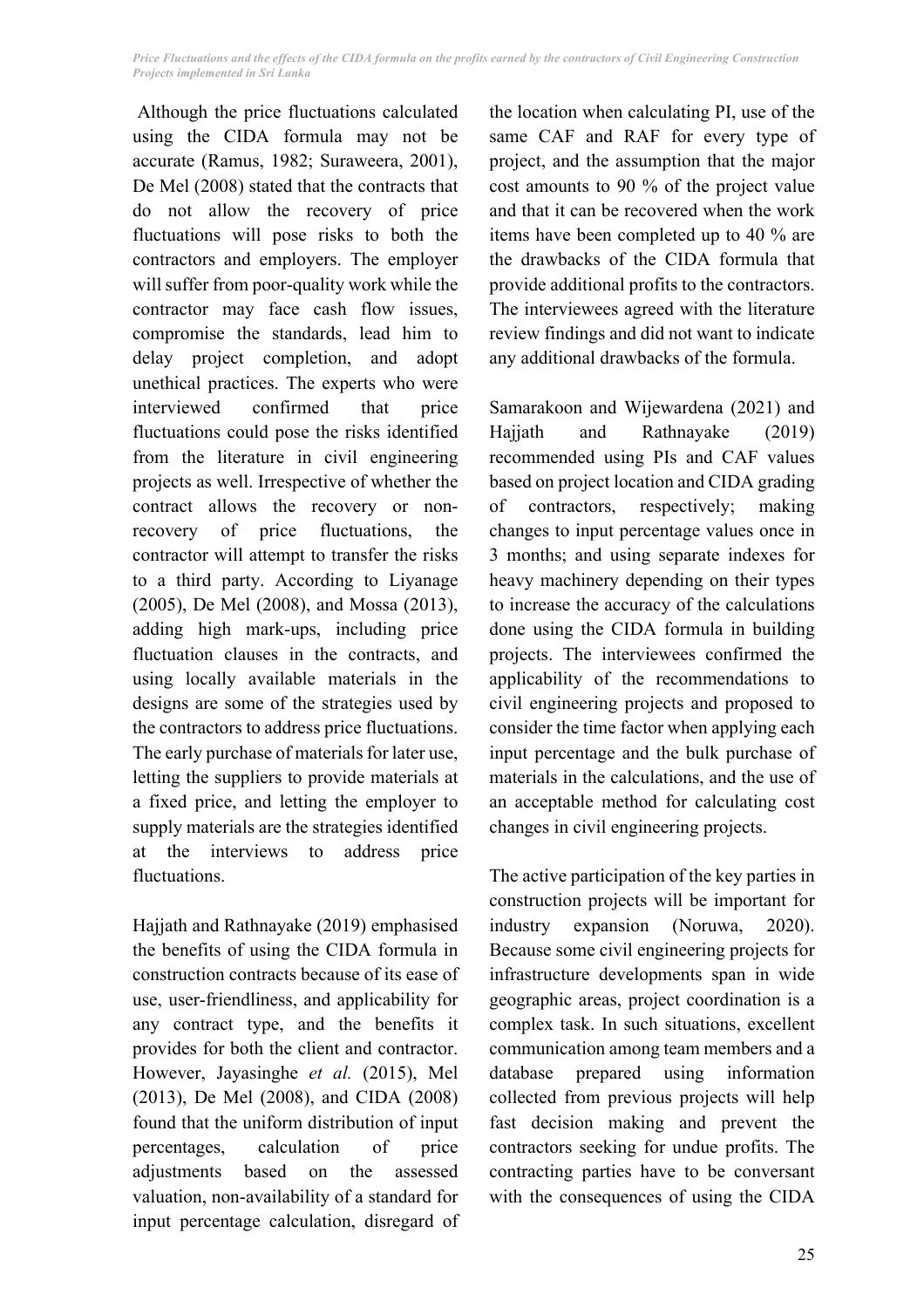Although the price fluctuations calculated using the CIDA formula may not be accurate (Ramus, 1982; Suraweera, 2001), De Mel (2008) stated that the contracts that do not allow the recovery of price fluctuations will pose risks to both the contractors and employers. The employer will suffer from poor-quality work while the contractor may face cash flow issues, compromise the standards, lead him to delay project completion, and adopt unethical practices. The experts who were interviewed confirmed that price fluctuations could pose the risks identified from the literature in civil engineering projects as well. Irrespective of whether the contract allows the recovery or non-recovery of price fluctuations, the contractor will attempt to transfer the risks to a third party. According to Liyanage (2005), De Mel (2008), and Mossa (2013), adding high mark-ups, including price fluctuation clauses in the contracts, and using locally available materials in the designs are some of the strategies used by the contractors to address price fluctuations. The early purchase of materials for later use, letting the suppliers to provide materials at a fixed price, and letting the employer to supply materials are the strategies identified at the interviews to address price fluctuations.

Hajjath and Rathnayake (2019) emphasised the benefits of using the CIDA formula in construction contracts because of its ease of use, user-friendliness, and applicability for any contract type, and the benefits it provides for both the client and contractor. However, Jayasinghe *et al.* (2015), Mel (2013), De Mel (2008), and CIDA (2008) found that the uniform distribution of input percentages, calculation of price adjustments based on the assessed valuation, non-availability of a standard for input percentage calculation, disregard of the location when calculating PI, use of the same CAF and RAF for every type of project, and the assumption that the major cost amounts to 90 % of the project value and that it can be recovered when the work items have been completed up to 40 % are the drawbacks of the CIDA formula that provide additional profits to the contractors. The interviewees agreed with the literature review findings and did not want to indicate any additional drawbacks of the formula.

Samarakoon and Wijewardena (2021) and Hajjath and Rathnayake (2019) recommended using PIs and CAF values based on project location and CIDA grading of contractors, respectively; making changes to input percentage values once in 3 months; and using separate indexes for heavy machinery depending on their types to increase the accuracy of the calculations done using the CIDA formula in building projects. The interviewees confirmed the applicability of the recommendations to civil engineering projects and proposed to consider the time factor when applying each input percentage and the bulk purchase of materials in the calculations, and the use of an acceptable method for calculating cost changes in civil engineering projects.

The active participation of the key parties in construction projects will be important for industry expansion (Noruwa, 2020). Because some civil engineering projects for infrastructure developments span in wide geographic areas, project coordination is a complex task. In such situations, excellent communication among team members and a database prepared using information collected from previous projects will help fast decision making and prevent the contractors seeking for undue profits. The contracting parties have to be conversant with the consequences of using the CIDA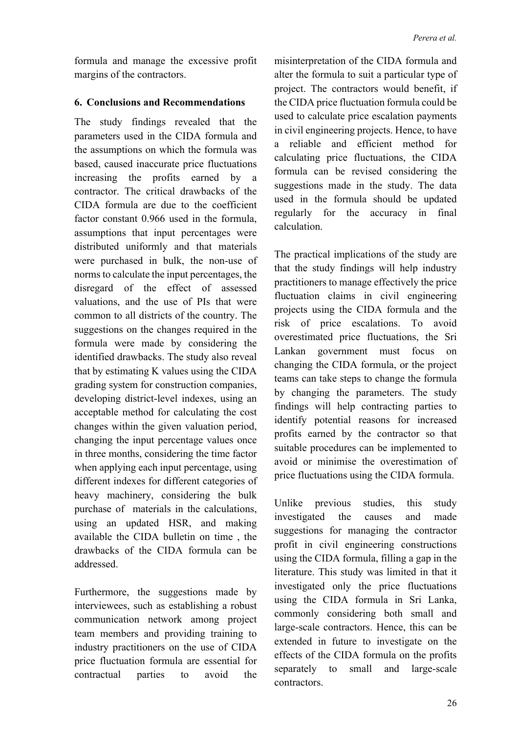formula and manage the excessive profit margins of the contractors.

## 6. Conclusions and Recommendations

The study findings revealed that the parameters used in the CIDA formula and the assumptions on which the formula was based, caused inaccurate price fluctuations increasing the profits earned by a contractor. The critical drawbacks of the CIDA formula are due to the coefficient factor constant 0.966 used in the formula, assumptions that input percentages were distributed uniformly and that materials were purchased in bulk, the non-use of norms to calculate the input percentages, the disregard of the effect of assessed valuations, and the use of PIs that were common to all districts of the country. The suggestions on the changes required in the formula were made by considering the identified drawbacks. The study also reveal that by estimating K values using the CIDA grading system for construction companies, developing district-level indexes, using an acceptable method for calculating the cost changes within the given valuation period, changing the input percentage values once in three months, considering the time factor when applying each input percentage, using different indexes for different categories of heavy machinery, considering the bulk purchase of materials in the calculations, using an updated HSR, and making available the CIDA bulletin on time , the drawbacks of the CIDA formula can be addressed.

Furthermore, the suggestions made by interviewees, such as establishing a robust communication network among project team members and providing training to industry practitioners on the use of CIDA price fluctuation formula are essential for contractual parties to avoid the misinterpretation of the CIDA formula and alter the formula to suit a particular type of project. The contractors would benefit, if the CIDA price fluctuation formula could be used to calculate price escalation payments in civil engineering projects. Hence, to have a reliable and efficient method for calculating price fluctuations, the CIDA formula can be revised considering the suggestions made in the study. The data used in the formula should be updated regularly for the accuracy in final calculation.

The practical implications of the study are that the study findings will help industry practitioners to manage effectively the price fluctuation claims in civil engineering projects using the CIDA formula and the risk of price escalations. To avoid overestimated price fluctuations, the Sri Lankan government must focus on changing the CIDA formula, or the project teams can take steps to change the formula by changing the parameters. The study findings will help contracting parties to identify potential reasons for increased profits earned by the contractor so that suitable procedures can be implemented to avoid or minimise the overestimation of price fluctuations using the CIDA formula.

Unlike previous studies, this study investigated the causes and made suggestions for managing the contractor profit in civil engineering constructions using the CIDA formula, filling a gap in the literature. This study was limited in that it investigated only the price fluctuations using the CIDA formula in Sri Lanka, commonly considering both small and large-scale contractors. Hence, this can be extended in future to investigate on the effects of the CIDA formula on the profits separately to small and large-scale contractors.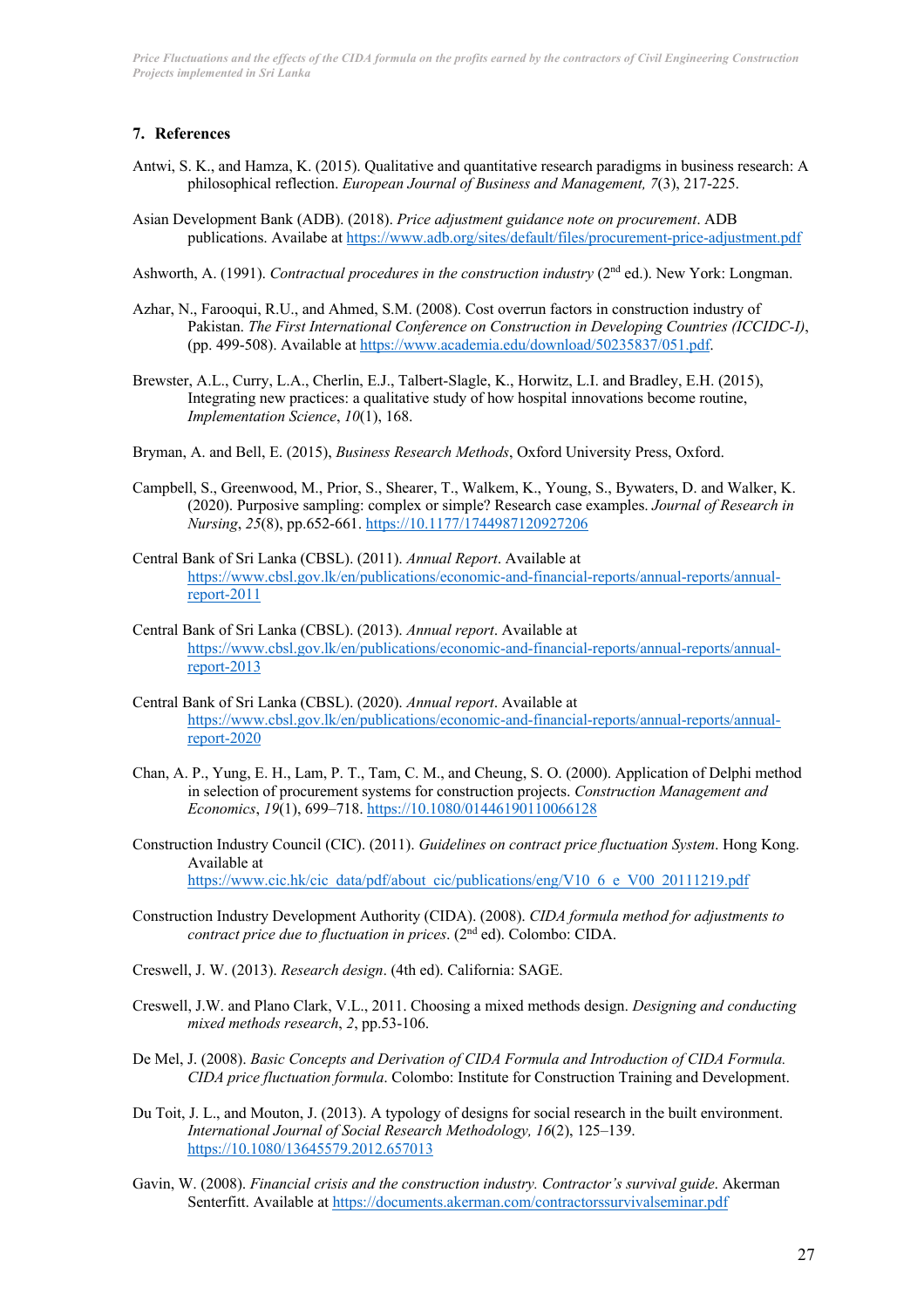## 7. References

Antwi, S. K., and Hamza, K. (2015). Qualitative and quantitative research paradigms in business research: A philosophical reflection. *European Journal of Business and Management, 7*(3), 217-225.

Asian Development Bank (ADB). (2018). *Price adjustment guidance note on procurement*. ADB publications. Availabe at https://www.adb.org/sites/default/files/procurement-price-adjustment.pdf

Ashworth, A. (1991). *Contractual procedures in the construction industry* (2nd ed.). New York: Longman.

Azhar, N., Farooqui, R.U., and Ahmed, S.M. (2008). Cost overrun factors in construction industry of Pakistan. *The First International Conference on Construction in Developing Countries (ICCIDC-I)*, (pp. 499-508). Available at https://www.academia.edu/download/50235837/051.pdf.

Brewster, A.L., Curry, L.A., Cherlin, E.J., Talbert-Slagle, K., Horwitz, L.I. and Bradley, E.H. (2015), Integrating new practices: a qualitative study of how hospital innovations become routine, *Implementation Science*, *10*(1), 168.

Bryman, A. and Bell, E. (2015), *Business Research Methods*, Oxford University Press, Oxford.

Campbell, S., Greenwood, M., Prior, S., Shearer, T., Walkem, K., Young, S., Bywaters, D. and Walker, K. (2020). Purposive sampling: complex or simple? Research case examples. *Journal of Research in Nursing*, *25*(8), pp.652-661. https://10.1177/1744987120927206

Central Bank of Sri Lanka (CBSL). (2011). *Annual Report*. Available at https://www.cbsl.gov.lk/en/publications/economic-and-financial-reports/annual-reports/annual-report-2011

Central Bank of Sri Lanka (CBSL). (2013). *Annual report*. Available at https://www.cbsl.gov.lk/en/publications/economic-and-financial-reports/annual-reports/annual-report-2013

Central Bank of Sri Lanka (CBSL). (2020). *Annual report*. Available at https://www.cbsl.gov.lk/en/publications/economic-and-financial-reports/annual-reports/annual-report-2020

Chan, A. P., Yung, E. H., Lam, P. T., Tam, C. M., and Cheung, S. O. (2000). Application of Delphi method in selection of procurement systems for construction projects. *Construction Management and Economics*, *19*(1), 699–718. https://10.1080/01446190110066128

Construction Industry Council (CIC). (2011). *Guidelines on contract price fluctuation System*. Hong Kong. Available at https://www.cic.hk/cic_data/pdf/about_cic/publications/eng/V10_6_e_V00_20111219.pdf

Construction Industry Development Authority (CIDA). (2008). *CIDA formula method for adjustments to contract price due to fluctuation in prices*. (2nd ed). Colombo: CIDA.

Creswell, J. W. (2013). *Research design*. (4th ed). California: SAGE.

Creswell, J.W. and Plano Clark, V.L., 2011. Choosing a mixed methods design. *Designing and conducting mixed methods research*, *2*, pp.53-106.

De Mel, J. (2008). *Basic Concepts and Derivation of CIDA Formula and Introduction of CIDA Formula. CIDA price fluctuation formula*. Colombo: Institute for Construction Training and Development.

Du Toit, J. L., and Mouton, J. (2013). A typology of designs for social research in the built environment. *International Journal of Social Research Methodology, 16*(2), 125–139. https://10.1080/13645579.2012.657013

Gavin, W. (2008). *Financial crisis and the construction industry. Contractor's survival guide*. Akerman Senterfitt. Available at https://documents.akerman.com/contractorssurvivalseminar.pdf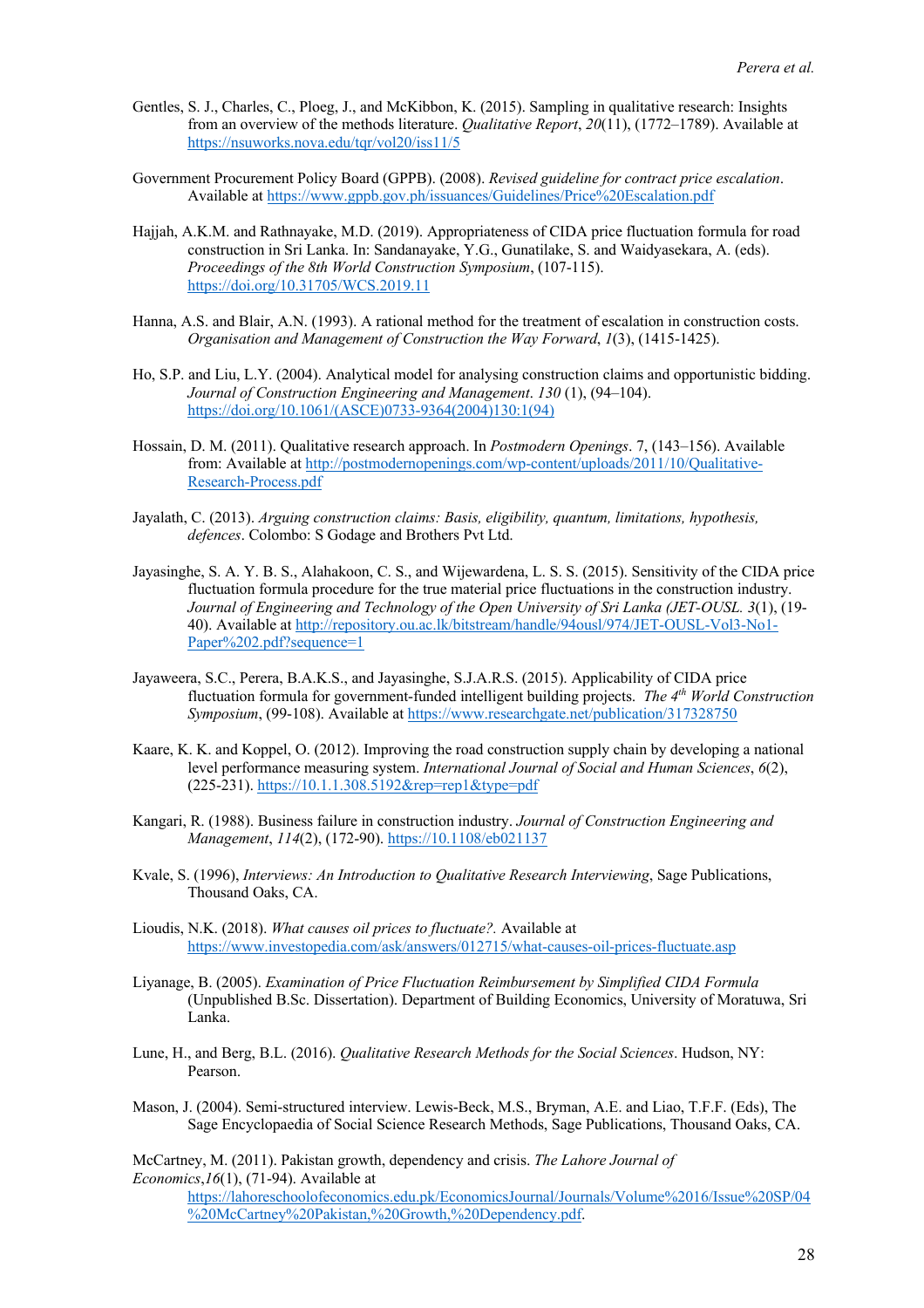Gentles, S. J., Charles, C., Ploeg, J., and McKibbon, K. (2015). Sampling in qualitative research: Insights from an overview of the methods literature. *Qualitative Report*, *20*(11), (1772–1789). Available at https://nsuworks.nova.edu/tqr/vol20/iss11/5

Government Procurement Policy Board (GPPB). (2008). *Revised guideline for contract price escalation*. Available at https://www.gppb.gov.ph/issuances/Guidelines/Price%20Escalation.pdf

Hajjah, A.K.M. and Rathnayake, M.D. (2019). Appropriateness of CIDA price fluctuation formula for road construction in Sri Lanka. In: Sandanayake, Y.G., Gunatilake, S. and Waidyasekara, A. (eds). *Proceedings of the 8th World Construction Symposium*, (107-115). https://doi.org/10.31705/WCS.2019.11

Hanna, A.S. and Blair, A.N. (1993). A rational method for the treatment of escalation in construction costs. *Organisation and Management of Construction the Way Forward*, *1*(3), (1415-1425).

Ho, S.P. and Liu, L.Y. (2004). Analytical model for analysing construction claims and opportunistic bidding. *Journal of Construction Engineering and Management*. *130* (1), (94–104). https://doi.org/10.1061/(ASCE)0733-9364(2004)130:1(94)

Hossain, D. M. (2011). Qualitative research approach. In *Postmodern Openings*. 7, (143–156). Available from: Available at http://postmodernopenings.com/wp-content/uploads/2011/10/Qualitative-Research-Process.pdf

Jayalath, C. (2013). *Arguing construction claims: Basis, eligibility, quantum, limitations, hypothesis, defences*. Colombo: S Godage and Brothers Pvt Ltd.

Jayasinghe, S. A. Y. B. S., Alahakoon, C. S., and Wijewardena, L. S. S. (2015). Sensitivity of the CIDA price fluctuation formula procedure for the true material price fluctuations in the construction industry. *Journal of Engineering and Technology of the Open University of Sri Lanka (JET-OUSL. 3*(1), (19-40). Available at http://repository.ou.ac.lk/bitstream/handle/94ousl/974/JET-OUSL-Vol3-No1-Paper%202.pdf?sequence=1

Jayaweera, S.C., Perera, B.A.K.S., and Jayasinghe, S.J.A.R.S. (2015). Applicability of CIDA price fluctuation formula for government-funded intelligent building projects. *The 4th World Construction Symposium*, (99-108). Available at https://www.researchgate.net/publication/317328750

Kaare, K. K. and Koppel, O. (2012). Improving the road construction supply chain by developing a national level performance measuring system. *International Journal of Social and Human Sciences*, *6*(2), (225-231). https://10.1.1.308.5192&rep=rep1&type=pdf

Kangari, R. (1988). Business failure in construction industry. *Journal of Construction Engineering and Management*, *114*(2), (172-90). https://10.1108/eb021137

Kvale, S. (1996), *Interviews: An Introduction to Qualitative Research Interviewing*, Sage Publications, Thousand Oaks, CA.

Lioudis, N.K. (2018). *What causes oil prices to fluctuate?*. Available at https://www.investopedia.com/ask/answers/012715/what-causes-oil-prices-fluctuate.asp

Liyanage, B. (2005). *Examination of Price Fluctuation Reimbursement by Simplified CIDA Formula* (Unpublished B.Sc. Dissertation). Department of Building Economics, University of Moratuwa, Sri Lanka.

Lune, H., and Berg, B.L. (2016). *Qualitative Research Methods for the Social Sciences*. Hudson, NY: Pearson.

Mason, J. (2004). Semi-structured interview. Lewis-Beck, M.S., Bryman, A.E. and Liao, T.F.F. (Eds), The Sage Encyclopaedia of Social Science Research Methods, Sage Publications, Thousand Oaks, CA.

McCartney, M. (2011). Pakistan growth, dependency and crisis. *The Lahore Journal of Economics*,*16*(1), (71-94). Available at https://lahoreschoolofeconomics.edu.pk/EconomicsJournal/Journals/Volume%2016/Issue%20SP/04%20McCartney%20Pakistan,%20Growth,%20Dependency.pdf.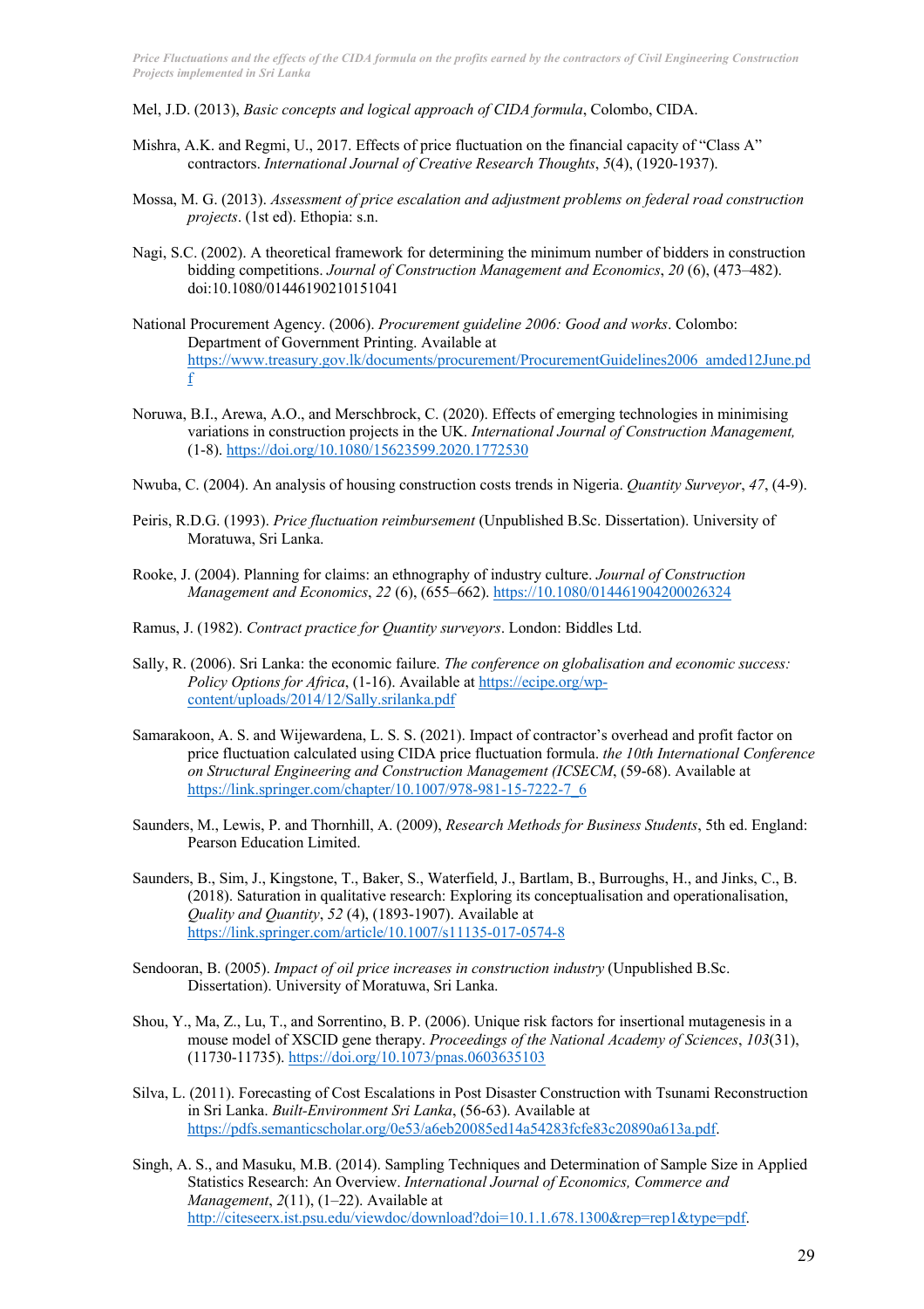Mel, J.D. (2013), *Basic concepts and logical approach of CIDA formula*, Colombo, CIDA.

Mishra, A.K. and Regmi, U., 2017. Effects of price fluctuation on the financial capacity of "Class A" contractors. *International Journal of Creative Research Thoughts*, *5*(4), (1920-1937).

Mossa, M. G. (2013). *Assessment of price escalation and adjustment problems on federal road construction projects*. (1st ed). Ethopia: s.n.

Nagi, S.C. (2002). A theoretical framework for determining the minimum number of bidders in construction bidding competitions. *Journal of Construction Management and Economics*, *20* (6), (473–482). doi:10.1080/01446190210151041

National Procurement Agency. (2006). *Procurement guideline 2006: Good and works*. Colombo: Department of Government Printing. Available at https://www.treasury.gov.lk/documents/procurement/ProcurementGuidelines2006_amded12June.pdf

Noruwa, B.I., Arewa, A.O., and Merschbrock, C. (2020). Effects of emerging technologies in minimising variations in construction projects in the UK. *International Journal of Construction Management,* (1-8). https://doi.org/10.1080/15623599.2020.1772530

Nwuba, C. (2004). An analysis of housing construction costs trends in Nigeria. *Quantity Surveyor*, *47*, (4-9).

Peiris, R.D.G. (1993). *Price fluctuation reimbursement* (Unpublished B.Sc. Dissertation). University of Moratuwa, Sri Lanka.

Rooke, J. (2004). Planning for claims: an ethnography of industry culture. *Journal of Construction Management and Economics*, *22* (6), (655–662). https://10.1080/014461904200026324

Ramus, J. (1982). *Contract practice for Quantity surveyors*. London: Biddles Ltd.

Sally, R. (2006). Sri Lanka: the economic failure. *The conference on globalisation and economic success: Policy Options for Africa*, (1-16). Available at https://ecipe.org/wp-content/uploads/2014/12/Sally.srilanka.pdf

Samarakoon, A. S. and Wijewardena, L. S. S. (2021). Impact of contractor's overhead and profit factor on price fluctuation calculated using CIDA price fluctuation formula. *the 10th International Conference on Structural Engineering and Construction Management (ICSECM*, (59-68). Available at https://link.springer.com/chapter/10.1007/978-981-15-7222-7_6

Saunders, M., Lewis, P. and Thornhill, A. (2009), *Research Methods for Business Students*, 5th ed. England: Pearson Education Limited.

Saunders, B., Sim, J., Kingstone, T., Baker, S., Waterfield, J., Bartlam, B., Burroughs, H., and Jinks, C., B. (2018). Saturation in qualitative research: Exploring its conceptualisation and operationalisation, *Quality and Quantity*, *52* (4), (1893-1907). Available at https://link.springer.com/article/10.1007/s11135-017-0574-8

Sendooran, B. (2005). *Impact of oil price increases in construction industry* (Unpublished B.Sc. Dissertation). University of Moratuwa, Sri Lanka.

Shou, Y., Ma, Z., Lu, T., and Sorrentino, B. P. (2006). Unique risk factors for insertional mutagenesis in a mouse model of XSCID gene therapy. *Proceedings of the National Academy of Sciences*, *103*(31), (11730-11735). https://doi.org/10.1073/pnas.0603635103

Silva, L. (2011). Forecasting of Cost Escalations in Post Disaster Construction with Tsunami Reconstruction in Sri Lanka. *Built-Environment Sri Lanka*, (56-63). Available at https://pdfs.semanticscholar.org/0e53/a6eb20085ed14a54283fcfe83c20890a613a.pdf.

Singh, A. S., and Masuku, M.B. (2014). Sampling Techniques and Determination of Sample Size in Applied Statistics Research: An Overview. *International Journal of Economics, Commerce and Management*, *2*(11), (1–22). Available at http://citeseerx.ist.psu.edu/viewdoc/download?doi=10.1.1.678.1300&rep=rep1&type=pdf.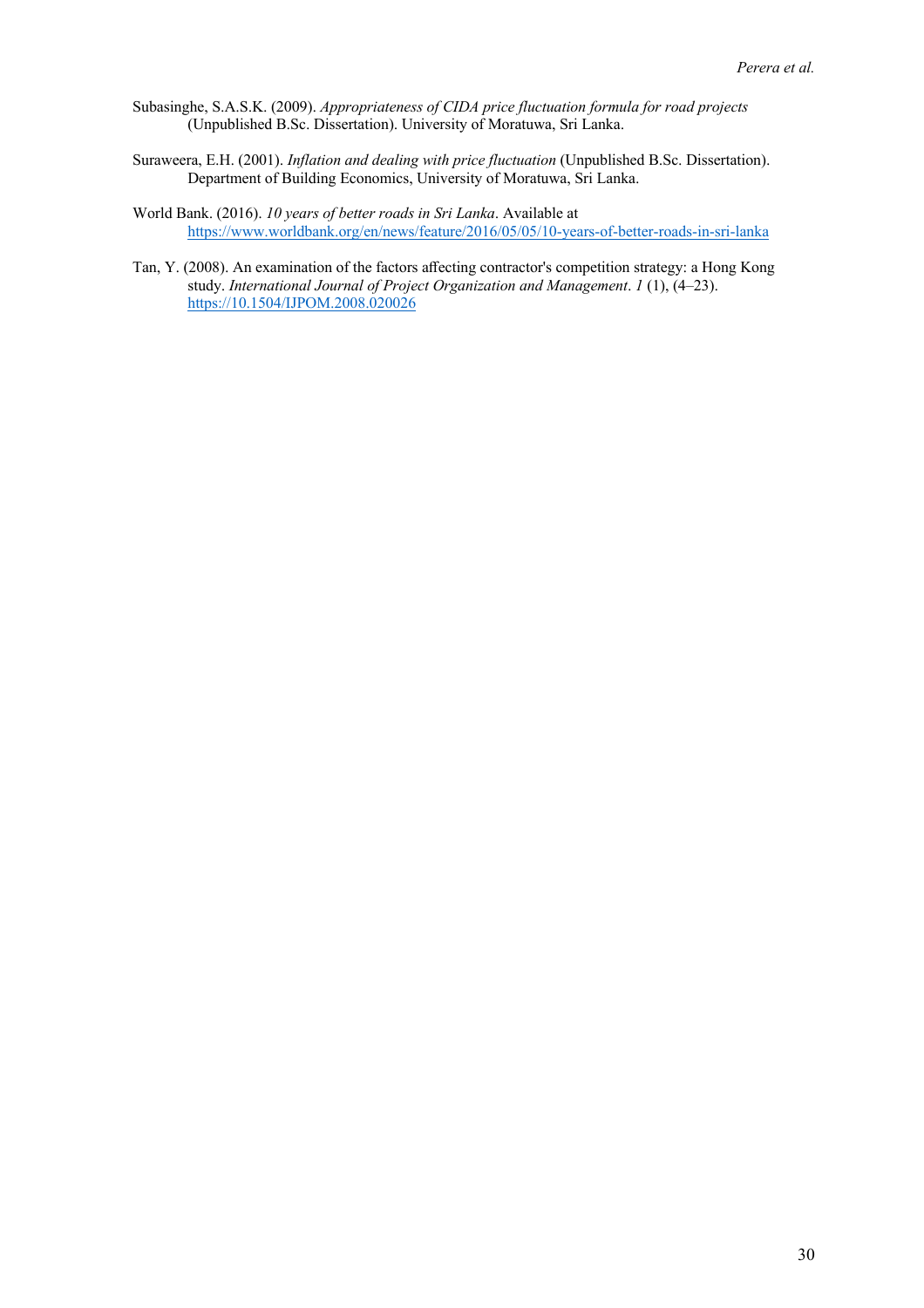Subasinghe, S.A.S.K. (2009). *Appropriateness of CIDA price fluctuation formula for road projects* (Unpublished B.Sc. Dissertation). University of Moratuwa, Sri Lanka.

Suraweera, E.H. (2001). *Inflation and dealing with price fluctuation* (Unpublished B.Sc. Dissertation). Department of Building Economics, University of Moratuwa, Sri Lanka.

World Bank. (2016). *10 years of better roads in Sri Lanka*. Available at https://www.worldbank.org/en/news/feature/2016/05/05/10-years-of-better-roads-in-sri-lanka

Tan, Y. (2008). An examination of the factors affecting contractor's competition strategy: a Hong Kong study. *International Journal of Project Organization and Management*. *1* (1), (4–23). https://10.1504/IJPOM.2008.020026